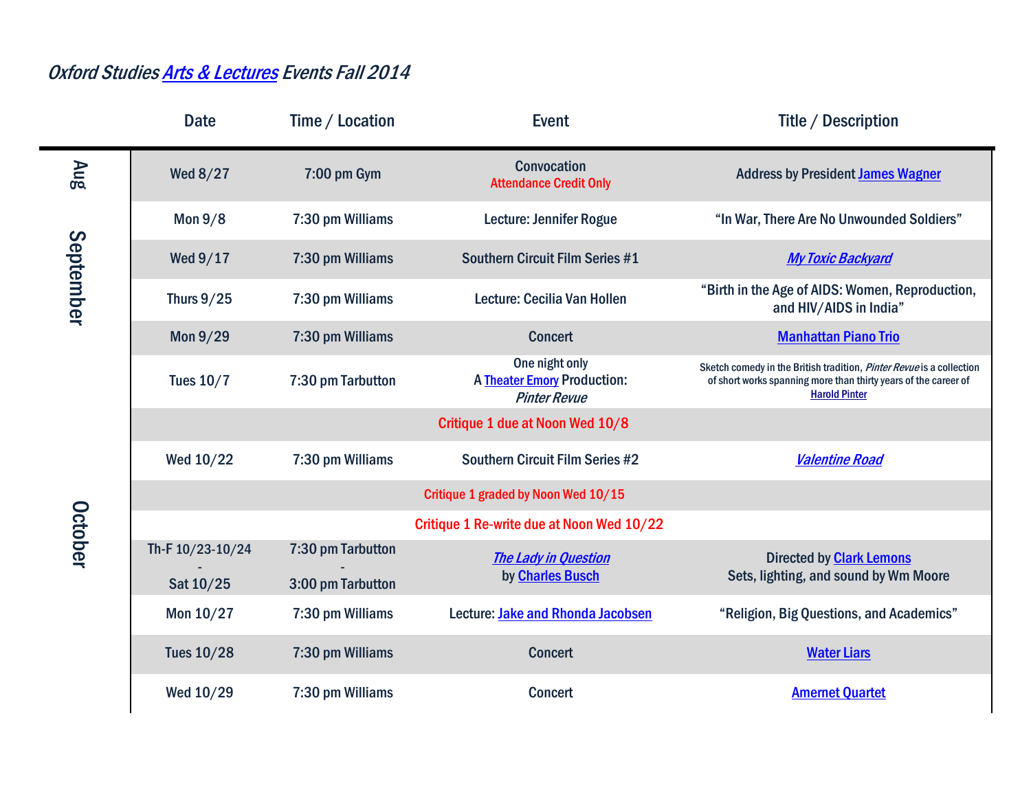*Oxford Studies Arts & Lectures Events Fall 2014*

| | Date | Time / Location | Event | Title / Description |
|---|---|---|---|---|
| Aug | Wed 8/27 | 7:00 pm Gym | Convocation<br>Attendance Credit Only | Address by President James Wagner |
| September | Mon 9/8 | 7:30 pm Williams | Lecture: Jennifer Rogue | "In War, There Are No Unwounded Soldiers" |
| | Wed 9/17 | 7:30 pm Williams | Southern Circuit Film Series #1 | *My Toxic Backyard* |
| | Thurs 9/25 | 7:30 pm Williams | Lecture: Cecilia Van Hollen | "Birth in the Age of AIDS: Women, Reproduction, and HIV/AIDS in India" |
| | Mon 9/29 | 7:30 pm Williams | Concert | Manhattan Piano Trio |
| October | Tues 10/7 | 7:30 pm Tarbutton | One night only<br>A Theater Emory Production:<br>*Pinter Revue* | Sketch comedy in the British tradition, *Pinter Revue* is a collection of short works spanning more than thirty years of the career of Harold Pinter |
| | | | Critique 1 due at Noon Wed 10/8 | |
| | Wed 10/22 | 7:30 pm Williams | Southern Circuit Film Series #2 | *Valentine Road* |
| | | | Critique 1 graded by Noon Wed 10/15 | |
| | | | Critique 1 Re-write due at Noon Wed 10/22 | |
| | Th-F 10/23-10/24<br>-<br>Sat 10/25 | 7:30 pm Tarbutton<br>-<br>3:00 pm Tarbutton | *The Lady in Question*<br>by Charles Busch | Directed by Clark Lemons<br>Sets, lighting, and sound by Wm Moore |
| | Mon 10/27 | 7:30 pm Williams | Lecture: Jake and Rhonda Jacobsen | "Religion, Big Questions, and Academics" |
| | Tues 10/28 | 7:30 pm Williams | Concert | Water Liars |
| | Wed 10/29 | 7:30 pm Williams | Concert | Amernet Quartet |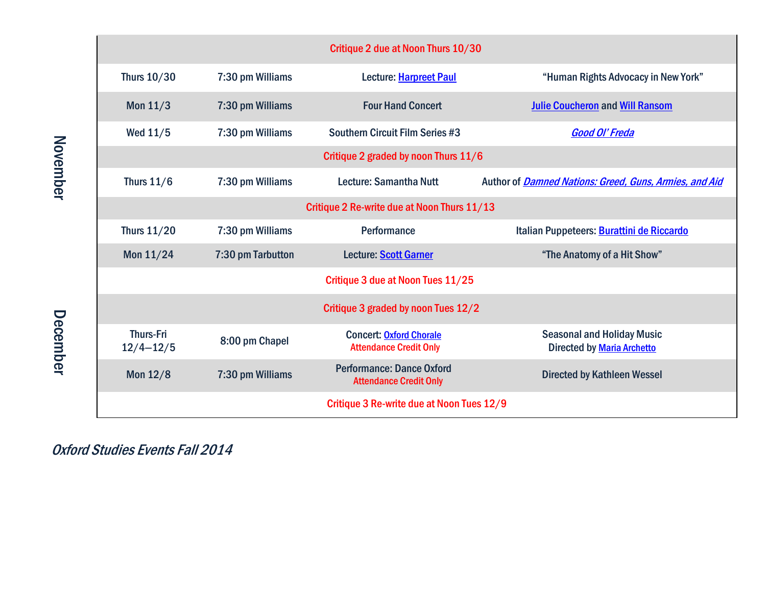| | | | | |
|---|---|---|---|---|
| | Critique 2 due at Noon Thurs 10/30 | | | |
| November | Thurs 10/30 | 7:30 pm Williams | Lecture: Harpreet Paul | "Human Rights Advocacy in New York" |
| | Mon 11/3 | 7:30 pm Williams | Four Hand Concert | Julie Coucheron and Will Ransom |
| | Wed 11/5 | 7:30 pm Williams | Southern Circuit Film Series #3 | *Good Ol' Freda* |
| | Critique 2 graded by noon Thurs 11/6 | | | |
| | Thurs 11/6 | 7:30 pm Williams | Lecture: Samantha Nutt | Author of *Damned Nations: Greed, Guns, Armies, and Aid* |
| | Critique 2 Re-write due at Noon Thurs 11/13 | | | |
| | Thurs 11/20 | 7:30 pm Williams | Performance | Italian Puppeteers: Burattini de Riccardo |
| | Mon 11/24 | 7:30 pm Tarbutton | Lecture: Scott Garner | "The Anatomy of a Hit Show" |
| | Critique 3 due at Noon Tues 11/25 | | | |
| December | Critique 3 graded by noon Tues 12/2 | | | |
| | Thurs-Fri 12/4—12/5 | 8:00 pm Chapel | Concert: Oxford Chorale<br>Attendance Credit Only | Seasonal and Holiday Music<br>Directed by Maria Archetto |
| | Mon 12/8 | 7:30 pm Williams | Performance: Dance Oxford<br>Attendance Credit Only | Directed by Kathleen Wessel |
| | Critique 3 Re-write due at Noon Tues 12/9 | | | |

*Oxford Studies Events Fall 2014*